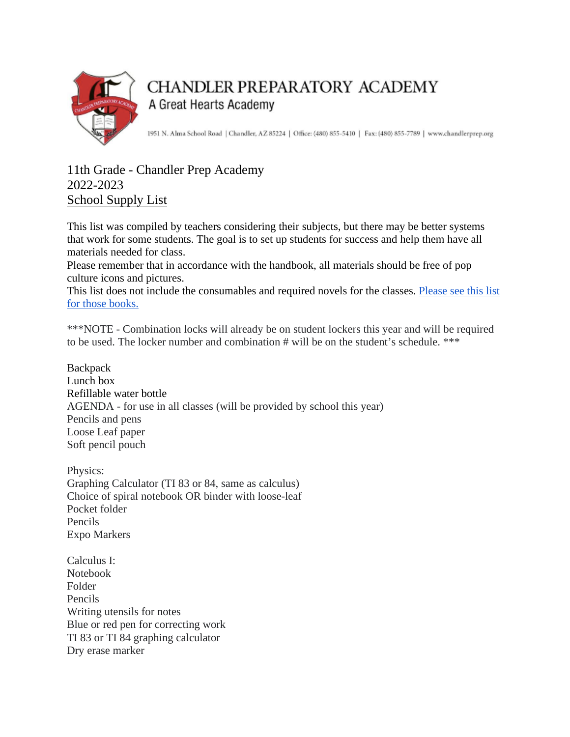# CHANDLER PREPARATORY ACADEMY

A Great Hearts Academy

1951 N. Alma School Road | Chandler, AZ 85224 | Office: (480) 855-5410 | Fax: (480) 855-7789 | www.chandlerprep.org

## 11th Grade - Chandler Prep Academy
## 2022-2023
## School Supply List

This list was compiled by teachers considering their subjects, but there may be better systems that work for some students. The goal is to set up students for success and help them have all materials needed for class.

Please remember that in accordance with the handbook, all materials should be free of pop culture icons and pictures.

This list does not include the consumables and required novels for the classes. Please see this list for those books.

***NOTE - Combination locks will already be on student lockers this year and will be required to be used. The locker number and combination # will be on the student's schedule. ***

Backpack
Lunch box
Refillable water bottle
AGENDA - for use in all classes (will be provided by school this year)
Pencils and pens
Loose Leaf paper
Soft pencil pouch

Physics:
Graphing Calculator (TI 83 or 84, same as calculus)
Choice of spiral notebook OR binder with loose-leaf
Pocket folder
Pencils
Expo Markers

Calculus I:
Notebook
Folder
Pencils
Writing utensils for notes
Blue or red pen for correcting work
TI 83 or TI 84 graphing calculator
Dry erase marker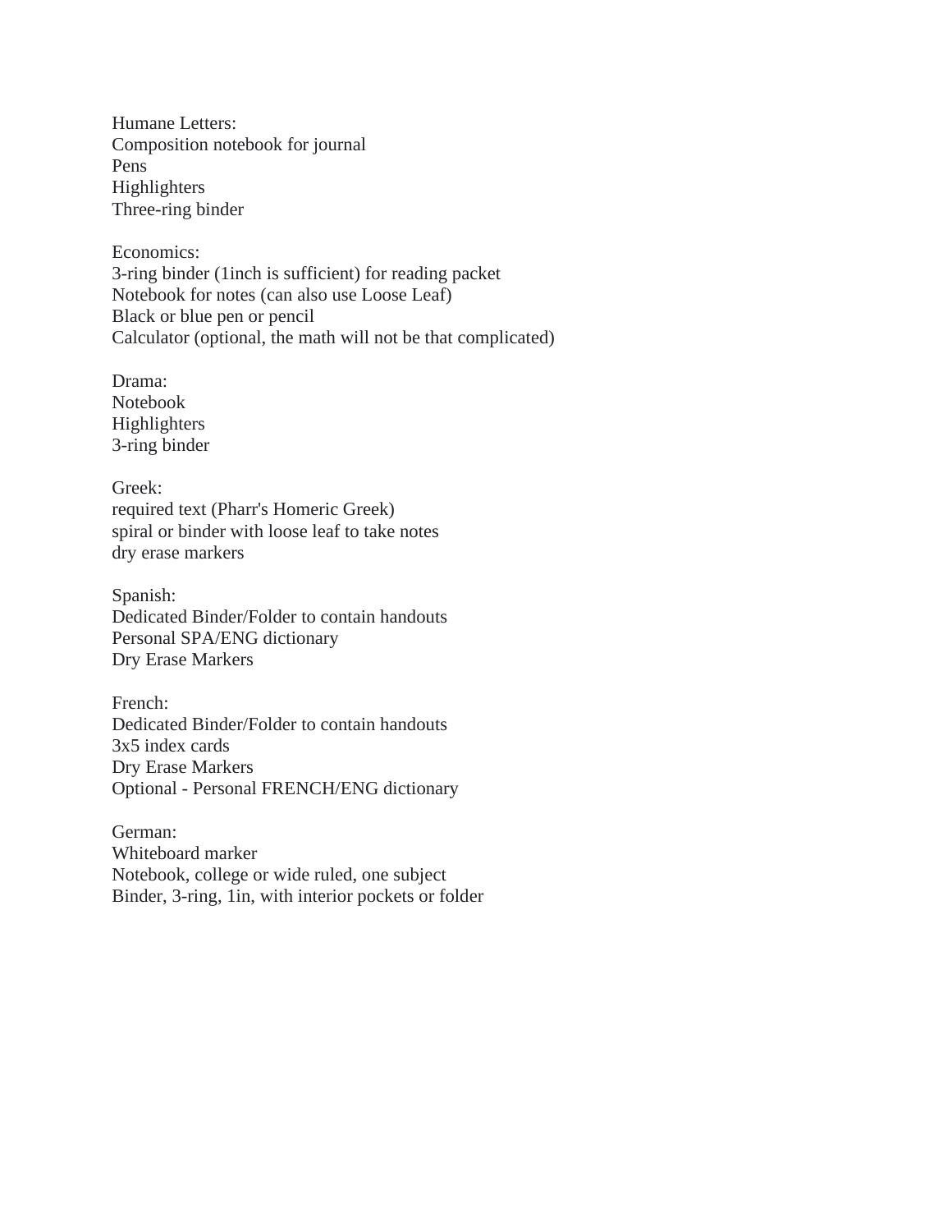Humane Letters:
Composition notebook for journal
Pens
Highlighters
Three-ring binder

Economics:
3-ring binder (1inch is sufficient) for reading packet
Notebook for notes (can also use Loose Leaf)
Black or blue pen or pencil
Calculator (optional, the math will not be that complicated)

Drama:
Notebook
Highlighters
3-ring binder

Greek:
required text (Pharr's Homeric Greek)
spiral or binder with loose leaf to take notes
dry erase markers

Spanish:
Dedicated Binder/Folder to contain handouts
Personal SPA/ENG dictionary
Dry Erase Markers

French:
Dedicated Binder/Folder to contain handouts
3x5 index cards
Dry Erase Markers
Optional - Personal FRENCH/ENG dictionary

German:
Whiteboard marker
Notebook, college or wide ruled, one subject
Binder, 3-ring, 1in, with interior pockets or folder